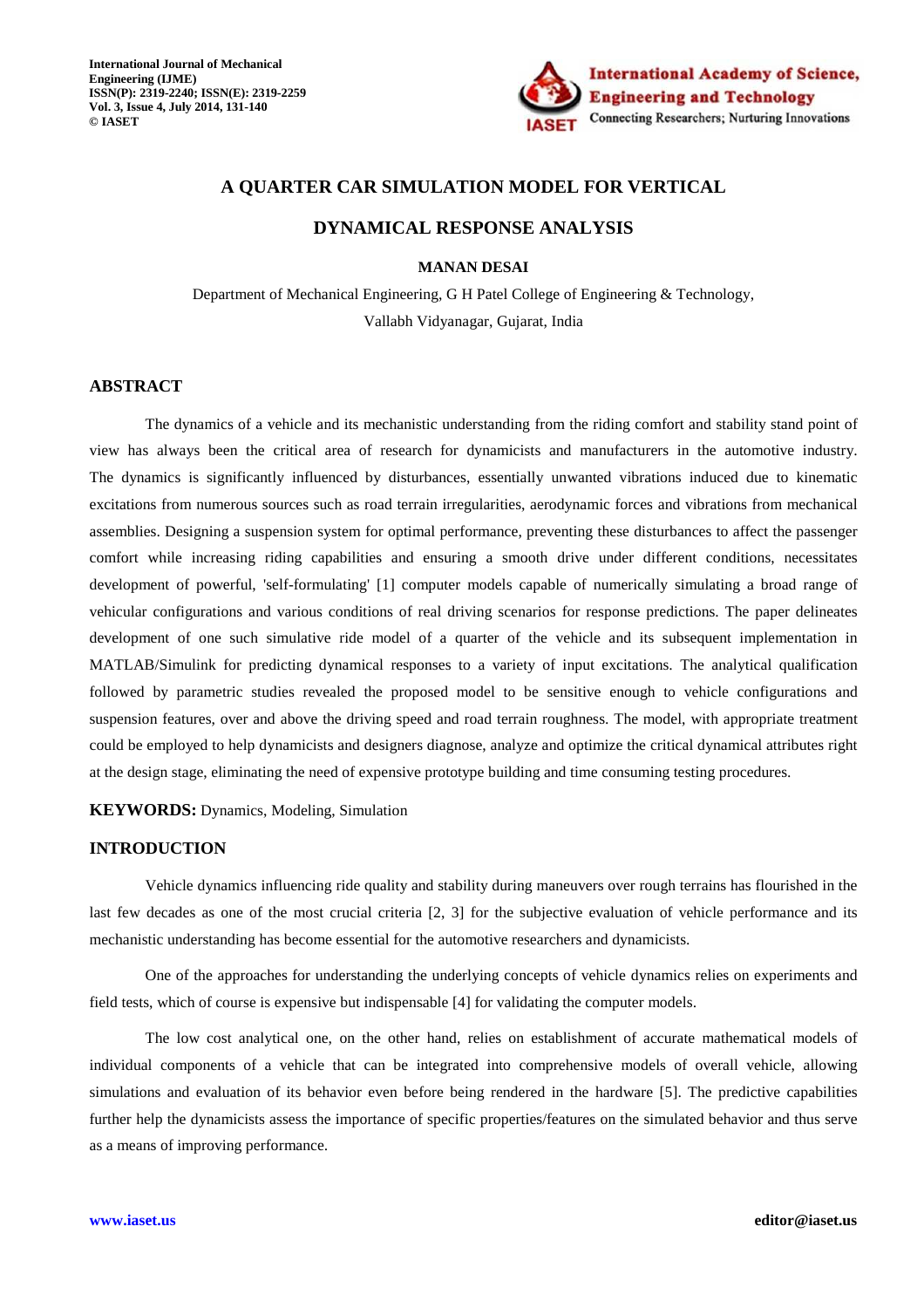# A QUARTER CAR SIMULATION MODEL FOR VERTICAL DYNAMICAL RESPONSE ANALYSIS

**MANAN DESAI**

Department of Mechanical Engineering, G H Patel College of Engineering & Technology, Vallabh Vidyanagar, Gujarat, India

## ABSTRACT

The dynamics of a vehicle and its mechanistic understanding from the riding comfort and stability stand point of view has always been the critical area of research for dynamicists and manufacturers in the automotive industry. The dynamics is significantly influenced by disturbances, essentially unwanted vibrations induced due to kinematic excitations from numerous sources such as road terrain irregularities, aerodynamic forces and vibrations from mechanical assemblies. Designing a suspension system for optimal performance, preventing these disturbances to affect the passenger comfort while increasing riding capabilities and ensuring a smooth drive under different conditions, necessitates development of powerful, 'self-formulating' [1] computer models capable of numerically simulating a broad range of vehicular configurations and various conditions of real driving scenarios for response predictions. The paper delineates development of one such simulative ride model of a quarter of the vehicle and its subsequent implementation in MATLAB/Simulink for predicting dynamical responses to a variety of input excitations. The analytical qualification followed by parametric studies revealed the proposed model to be sensitive enough to vehicle configurations and suspension features, over and above the driving speed and road terrain roughness. The model, with appropriate treatment could be employed to help dynamicists and designers diagnose, analyze and optimize the critical dynamical attributes right at the design stage, eliminating the need of expensive prototype building and time consuming testing procedures.

**KEYWORDS:** Dynamics, Modeling, Simulation

## INTRODUCTION

Vehicle dynamics influencing ride quality and stability during maneuvers over rough terrains has flourished in the last few decades as one of the most crucial criteria [2, 3] for the subjective evaluation of vehicle performance and its mechanistic understanding has become essential for the automotive researchers and dynamicists.

One of the approaches for understanding the underlying concepts of vehicle dynamics relies on experiments and field tests, which of course is expensive but indispensable [4] for validating the computer models.

The low cost analytical one, on the other hand, relies on establishment of accurate mathematical models of individual components of a vehicle that can be integrated into comprehensive models of overall vehicle, allowing simulations and evaluation of its behavior even before being rendered in the hardware [5]. The predictive capabilities further help the dynamicists assess the importance of specific properties/features on the simulated behavior and thus serve as a means of improving performance.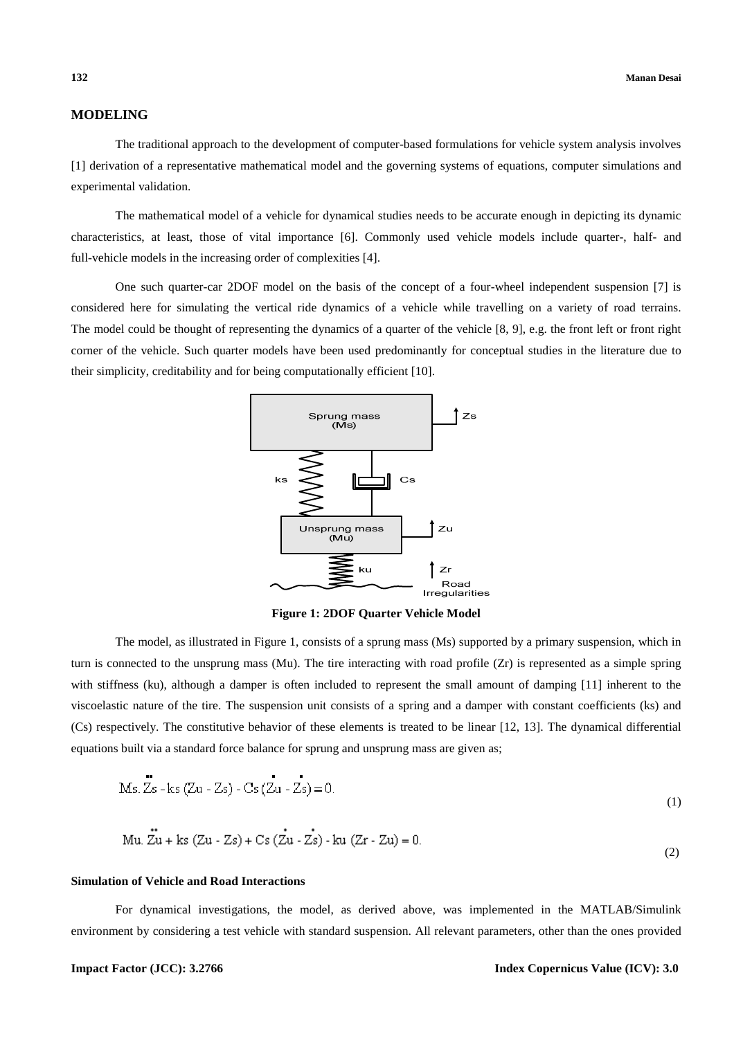## MODELING

The traditional approach to the development of computer-based formulations for vehicle system analysis involves [1] derivation of a representative mathematical model and the governing systems of equations, computer simulations and experimental validation.

The mathematical model of a vehicle for dynamical studies needs to be accurate enough in depicting its dynamic characteristics, at least, those of vital importance [6]. Commonly used vehicle models include quarter-, half- and full-vehicle models in the increasing order of complexities [4].

One such quarter-car 2DOF model on the basis of the concept of a four-wheel independent suspension [7] is considered here for simulating the vertical ride dynamics of a vehicle while travelling on a variety of road terrains. The model could be thought of representing the dynamics of a quarter of the vehicle [8, 9], e.g. the front left or front right corner of the vehicle. Such quarter models have been used predominantly for conceptual studies in the literature due to their simplicity, creditability and for being computationally efficient [10].

**Figure 1: 2DOF Quarter Vehicle Model**

The model, as illustrated in Figure 1, consists of a sprung mass (Ms) supported by a primary suspension, which in turn is connected to the unsprung mass (Mu). The tire interacting with road profile (Zr) is represented as a simple spring with stiffness (ku), although a damper is often included to represent the small amount of damping [11] inherent to the viscoelastic nature of the tire. The suspension unit consists of a spring and a damper with constant coefficients (ks) and (Cs) respectively. The constitutive behavior of these elements is treated to be linear [12, 13]. The dynamical differential equations built via a standard force balance for sprung and unsprung mass are given as;

$$\text{Ms}.\ddot{\text{Z}}\text{s} - \text{ks}\,(\text{Zu} - \text{Zs}) - \text{Cs}\,(\dot{\text{Z}}\text{u} - \dot{\text{Z}}\text{s}) = 0. \tag{1}$$

$$\text{Mu}.\ddot{\text{Z}}\text{u} + \text{ks}\,(\text{Zu} - \text{Zs}) + \text{Cs}\,(\dot{\text{Z}}\text{u} - \dot{\text{Z}}\text{s}) - \text{ku}\,(\text{Zr} - \text{Zu}) = 0. \tag{2}$$

### Simulation of Vehicle and Road Interactions

For dynamical investigations, the model, as derived above, was implemented in the MATLAB/Simulink environment by considering a test vehicle with standard suspension. All relevant parameters, other than the ones provided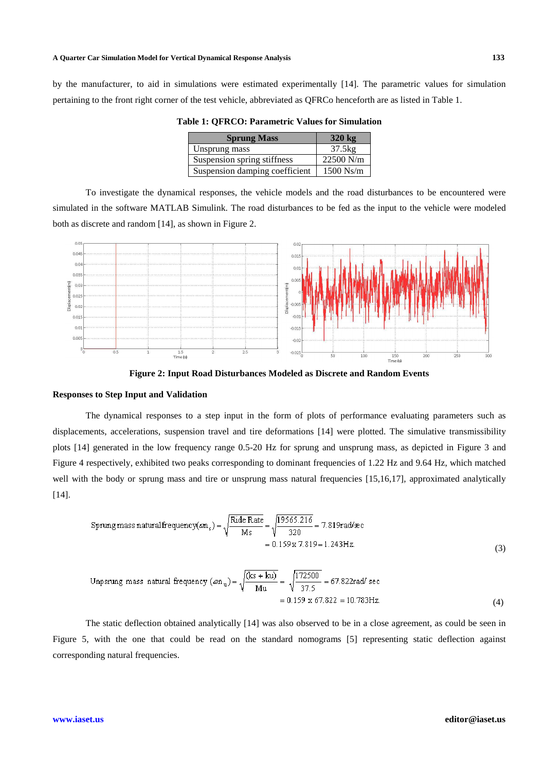by the manufacturer, to aid in simulations were estimated experimentally [14]. The parametric values for simulation pertaining to the front right corner of the test vehicle, abbreviated as QFRCo henceforth are as listed in Table 1.

**Table 1: QFRCO: Parametric Values for Simulation**

| Sprung Mass | 320 kg |
|---|---|
| Unsprung mass | 37.5kg |
| Suspension spring stiffness | 22500 N/m |
| Suspension damping coefficient | 1500 Ns/m |

To investigate the dynamical responses, the vehicle models and the road disturbances to be encountered were simulated in the software MATLAB Simulink. The road disturbances to be fed as the input to the vehicle were modeled both as discrete and random [14], as shown in Figure 2.

**Figure 2: Input Road Disturbances Modeled as Discrete and Random Events**

### Responses to Step Input and Validation

The dynamical responses to a step input in the form of plots of performance evaluating parameters such as displacements, accelerations, suspension travel and tire deformations [14] were plotted. The simulative transmissibility plots [14] generated in the low frequency range 0.5-20 Hz for sprung and unsprung mass, as depicted in Figure 3 and Figure 4 respectively, exhibited two peaks corresponding to dominant frequencies of 1.22 Hz and 9.64 Hz, which matched well with the body or sprung mass and tire or unsprung mass natural frequencies [15,16,17], approximated analytically [14].

$$\text{Sprung mass natural frequency}(\omega n_s) = \sqrt{\frac{\text{Ride Rate}}{\text{Ms}}} = \sqrt{\frac{19565.216}{320}} = 7.819\text{rad/sec}$$
$$= 0.159 \times 7.819 = 1.243\text{Hz} \tag{3}$$

$$\text{Unpsrung mass natural frequency } (\omega n_u) = \sqrt{\frac{(ks + ku)}{\text{Mu}}} = \sqrt{\frac{172500}{37.5}} = 67.822\text{rad/ sec}$$
$$= 0.159 \times 67.822 = 10.783\text{Hz} \tag{4}$$

The static deflection obtained analytically [14] was also observed to be in a close agreement, as could be seen in Figure 5, with the one that could be read on the standard nomograms [5] representing static deflection against corresponding natural frequencies.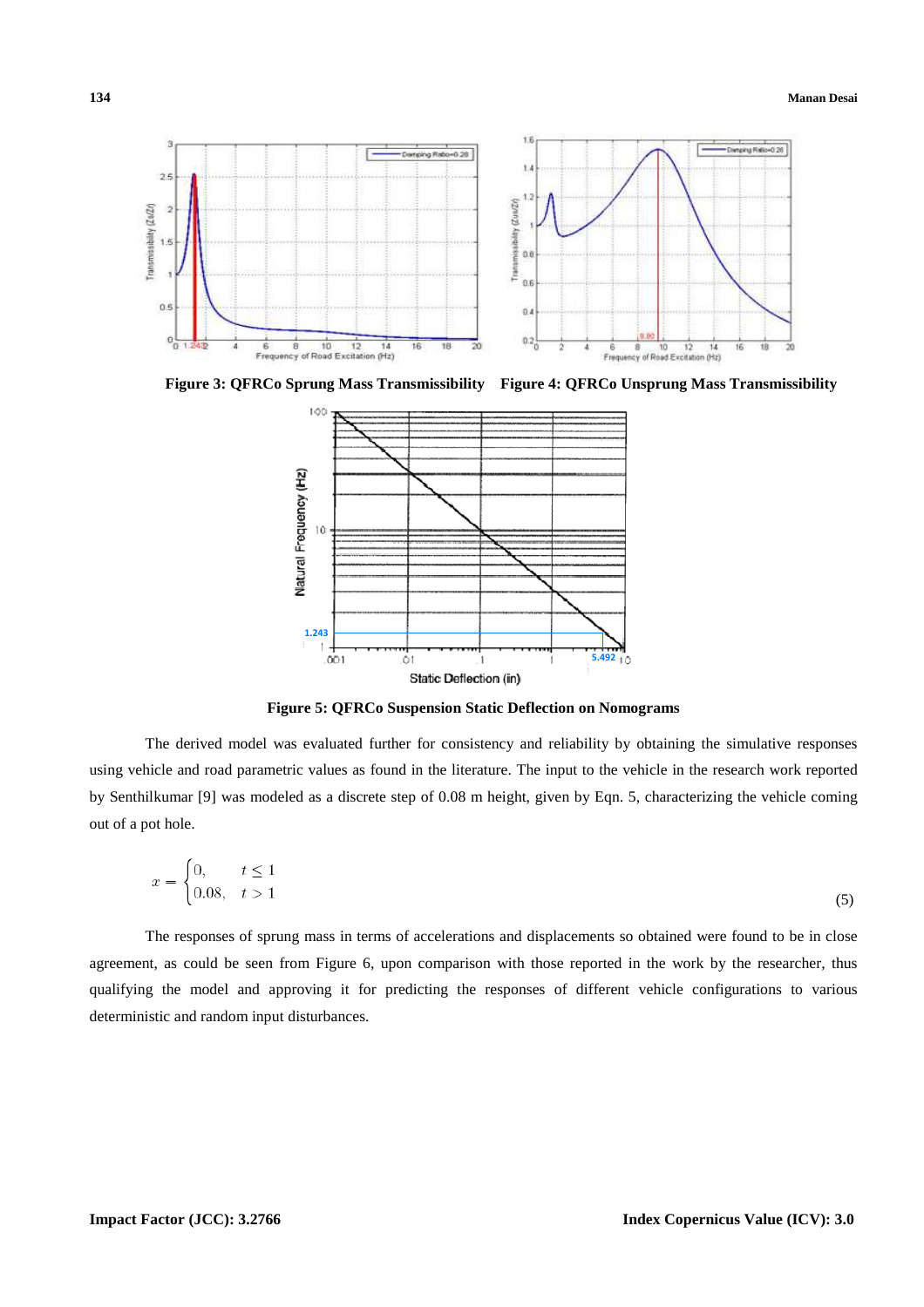**Figure 3: QFRCo Sprung Mass Transmissibility** **Figure 4: QFRCo Unsprung Mass Transmissibility**

**Figure 5: QFRCo Suspension Static Deflection on Nomograms**

The derived model was evaluated further for consistency and reliability by obtaining the simulative responses using vehicle and road parametric values as found in the literature. The input to the vehicle in the research work reported by Senthilkumar [9] was modeled as a discrete step of 0.08 m height, given by Eqn. 5, characterizing the vehicle coming out of a pot hole.

$$x = \begin{cases} 0, & t \leq 1 \\ 0.08, & t > 1 \end{cases} \tag{5}$$

The responses of sprung mass in terms of accelerations and displacements so obtained were found to be in close agreement, as could be seen from Figure 6, upon comparison with those reported in the work by the researcher, thus qualifying the model and approving it for predicting the responses of different vehicle configurations to various deterministic and random input disturbances.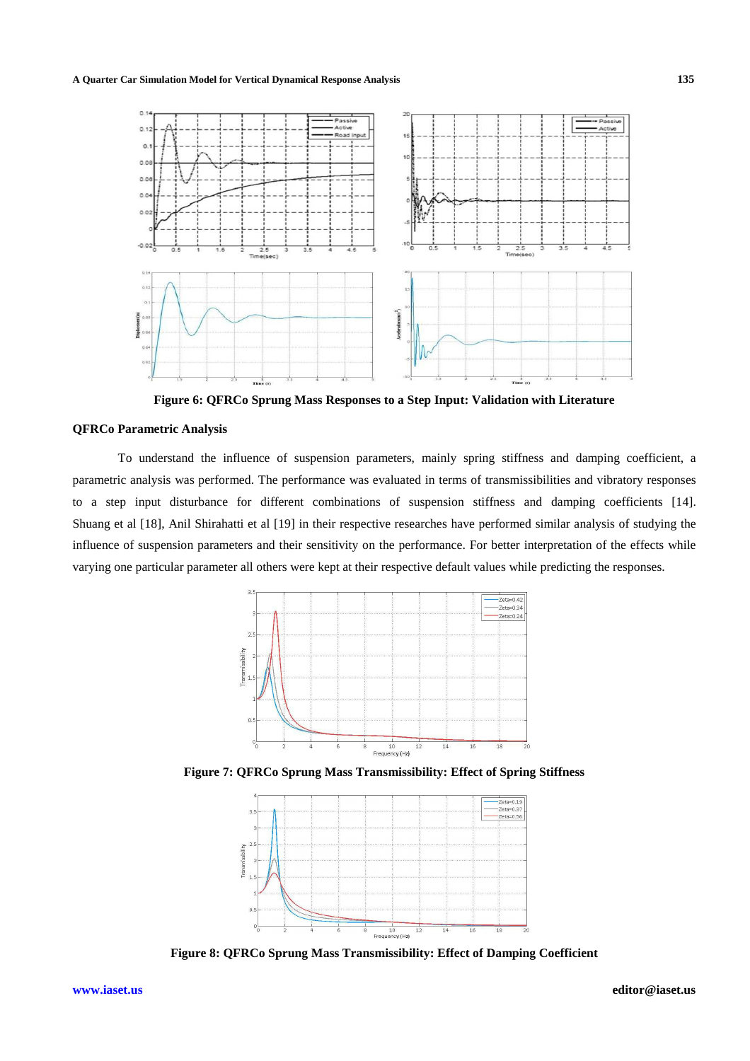Figure 6: QFRCo Sprung Mass Responses to a Step Input: Validation with Literature

**QFRCo Parametric Analysis**

To understand the influence of suspension parameters, mainly spring stiffness and damping coefficient, a parametric analysis was performed. The performance was evaluated in terms of transmissibilities and vibratory responses to a step input disturbance for different combinations of suspension stiffness and damping coefficients [14]. Shuang et al [18], Anil Shirahatti et al [19] in their respective researches have performed similar analysis of studying the influence of suspension parameters and their sensitivity on the performance. For better interpretation of the effects while varying one particular parameter all others were kept at their respective default values while predicting the responses.

Figure 7: QFRCo Sprung Mass Transmissibility: Effect of Spring Stiffness

Figure 8: QFRCo Sprung Mass Transmissibility: Effect of Damping Coefficient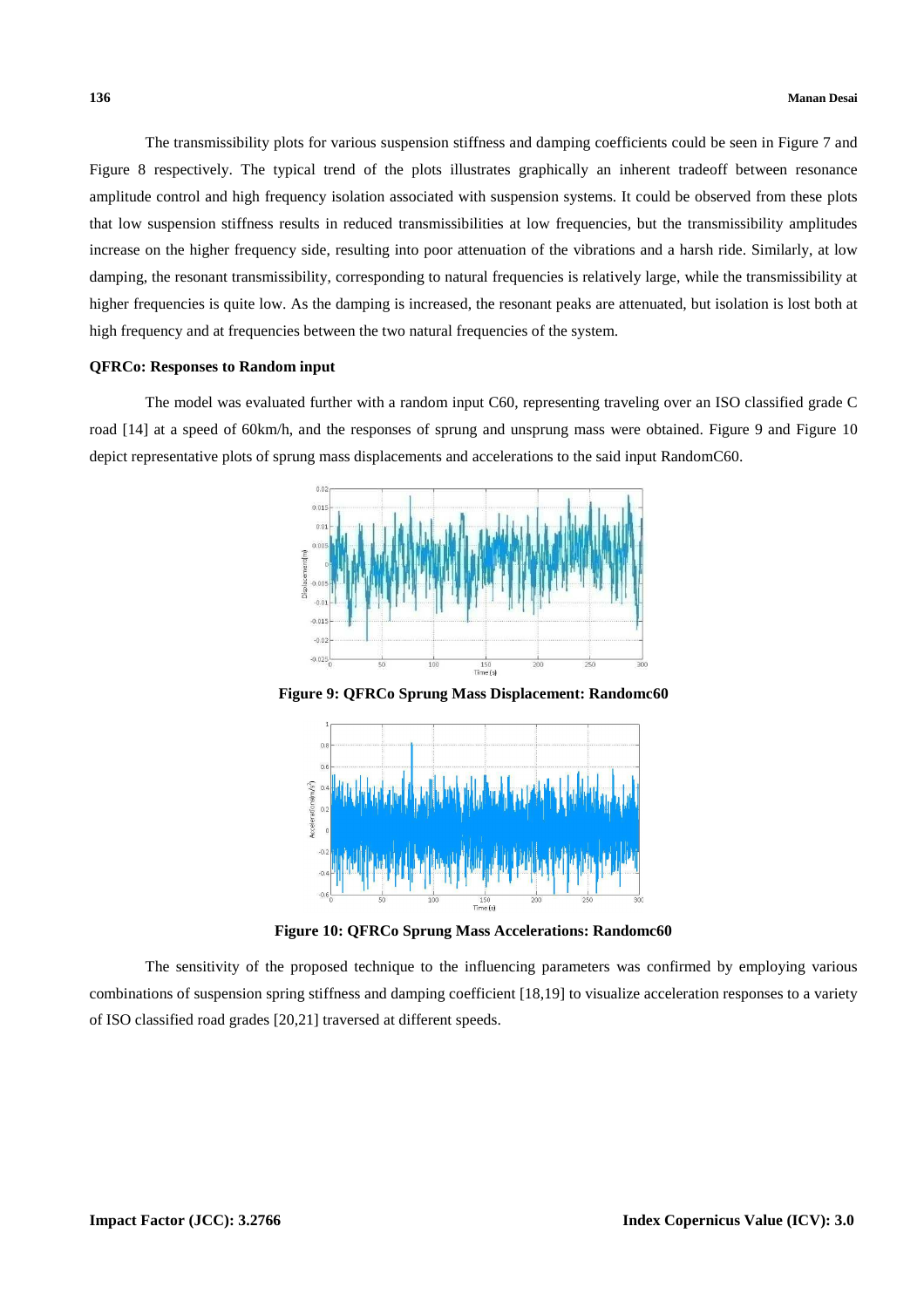The transmissibility plots for various suspension stiffness and damping coefficients could be seen in Figure 7 and Figure 8 respectively. The typical trend of the plots illustrates graphically an inherent tradeoff between resonance amplitude control and high frequency isolation associated with suspension systems. It could be observed from these plots that low suspension stiffness results in reduced transmissibilities at low frequencies, but the transmissibility amplitudes increase on the higher frequency side, resulting into poor attenuation of the vibrations and a harsh ride. Similarly, at low damping, the resonant transmissibility, corresponding to natural frequencies is relatively large, while the transmissibility at higher frequencies is quite low. As the damping is increased, the resonant peaks are attenuated, but isolation is lost both at high frequency and at frequencies between the two natural frequencies of the system.

**QFRCo: Responses to Random input**

The model was evaluated further with a random input C60, representing traveling over an ISO classified grade C road [14] at a speed of 60km/h, and the responses of sprung and unsprung mass were obtained. Figure 9 and Figure 10 depict representative plots of sprung mass displacements and accelerations to the said input RandomC60.

**Figure 9: QFRCo Sprung Mass Displacement: Randomc60**

**Figure 10: QFRCo Sprung Mass Accelerations: Randomc60**

The sensitivity of the proposed technique to the influencing parameters was confirmed by employing various combinations of suspension spring stiffness and damping coefficient [18,19] to visualize acceleration responses to a variety of ISO classified road grades [20,21] traversed at different speeds.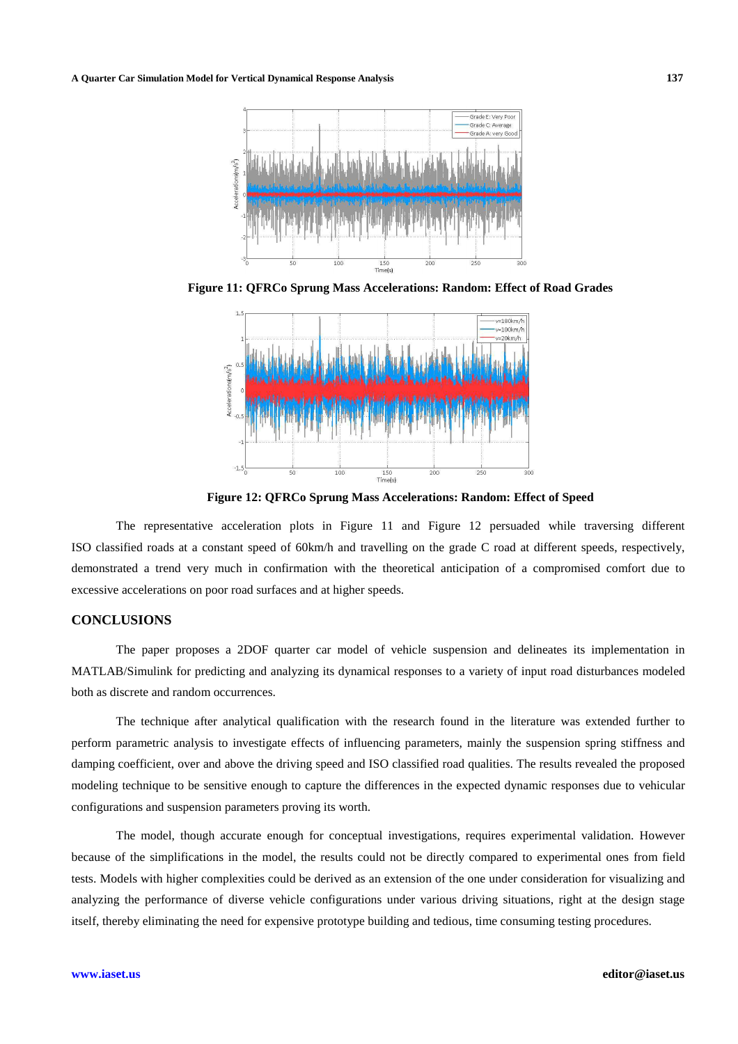Figure 11: QFRCo Sprung Mass Accelerations: Random: Effect of Road Grades

Figure 12: QFRCo Sprung Mass Accelerations: Random: Effect of Speed

The representative acceleration plots in Figure 11 and Figure 12 persuaded while traversing different ISO classified roads at a constant speed of 60km/h and travelling on the grade C road at different speeds, respectively, demonstrated a trend very much in confirmation with the theoretical anticipation of a compromised comfort due to excessive accelerations on poor road surfaces and at higher speeds.

## CONCLUSIONS

The paper proposes a 2DOF quarter car model of vehicle suspension and delineates its implementation in MATLAB/Simulink for predicting and analyzing its dynamical responses to a variety of input road disturbances modeled both as discrete and random occurrences.

The technique after analytical qualification with the research found in the literature was extended further to perform parametric analysis to investigate effects of influencing parameters, mainly the suspension spring stiffness and damping coefficient, over and above the driving speed and ISO classified road qualities. The results revealed the proposed modeling technique to be sensitive enough to capture the differences in the expected dynamic responses due to vehicular configurations and suspension parameters proving its worth.

The model, though accurate enough for conceptual investigations, requires experimental validation. However because of the simplifications in the model, the results could not be directly compared to experimental ones from field tests. Models with higher complexities could be derived as an extension of the one under consideration for visualizing and analyzing the performance of diverse vehicle configurations under various driving situations, right at the design stage itself, thereby eliminating the need for expensive prototype building and tedious, time consuming testing procedures.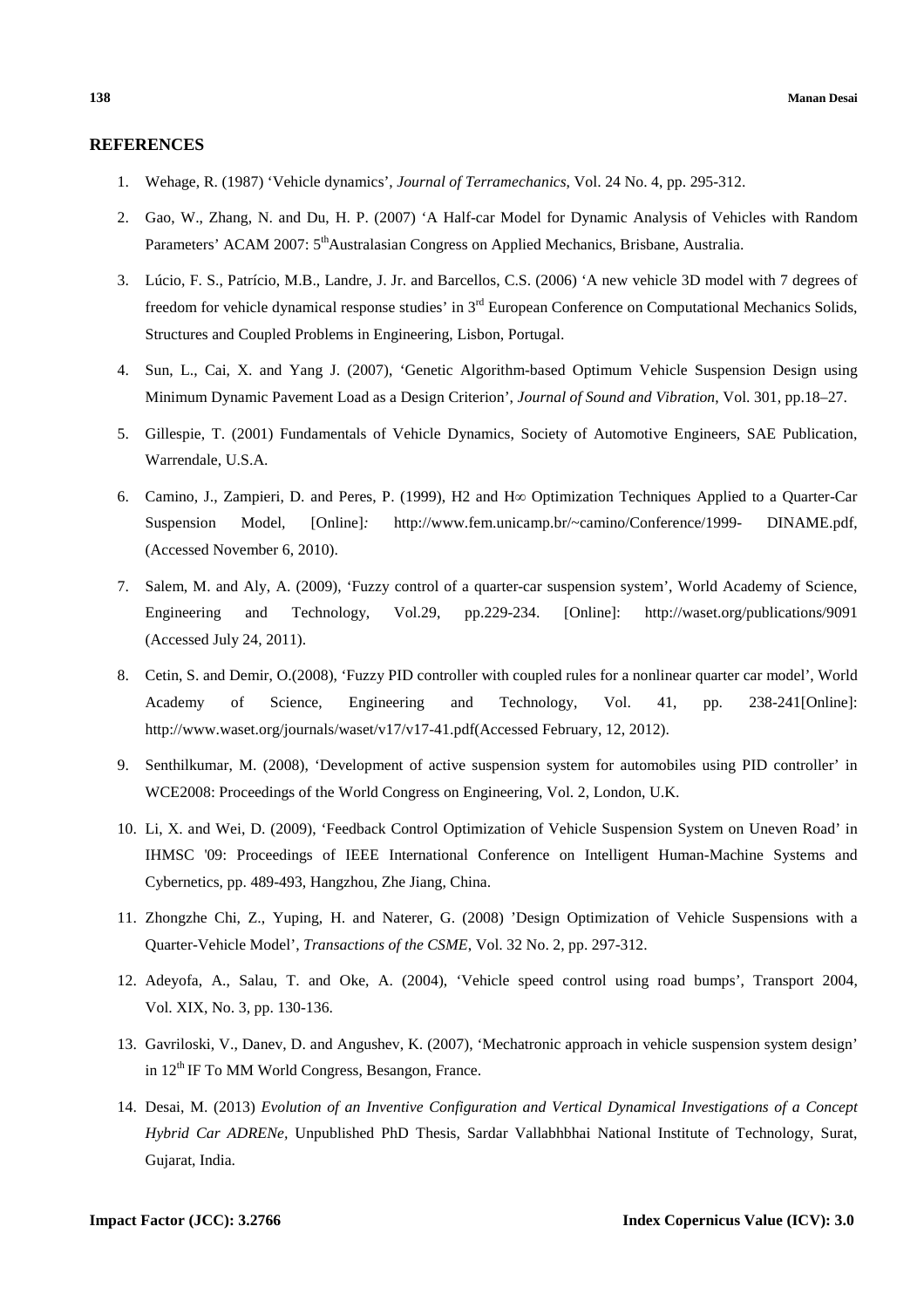## REFERENCES

1. Wehage, R. (1987) 'Vehicle dynamics', *Journal of Terramechanics*, Vol. 24 No. 4, pp. 295-312.
2. Gao, W., Zhang, N. and Du, H. P. (2007) 'A Half-car Model for Dynamic Analysis of Vehicles with Random Parameters' ACAM 2007: 5th Australasian Congress on Applied Mechanics, Brisbane, Australia.
3. Lúcio, F. S., Patrício, M.B., Landre, J. Jr. and Barcellos, C.S. (2006) 'A new vehicle 3D model with 7 degrees of freedom for vehicle dynamical response studies' in 3rd European Conference on Computational Mechanics Solids, Structures and Coupled Problems in Engineering, Lisbon, Portugal.
4. Sun, L., Cai, X. and Yang J. (2007), 'Genetic Algorithm-based Optimum Vehicle Suspension Design using Minimum Dynamic Pavement Load as a Design Criterion', *Journal of Sound and Vibration*, Vol. 301, pp.18–27.
5. Gillespie, T. (2001) Fundamentals of Vehicle Dynamics, Society of Automotive Engineers, SAE Publication, Warrendale, U.S.A.
6. Camino, J., Zampieri, D. and Peres, P. (1999), H2 and H∞ Optimization Techniques Applied to a Quarter-Car Suspension Model, [Online]: http://www.fem.unicamp.br/~camino/Conference/1999- DINAME.pdf, (Accessed November 6, 2010).
7. Salem, M. and Aly, A. (2009), 'Fuzzy control of a quarter-car suspension system', World Academy of Science, Engineering and Technology, Vol.29, pp.229-234. [Online]: http://waset.org/publications/9091 (Accessed July 24, 2011).
8. Cetin, S. and Demir, O.(2008), 'Fuzzy PID controller with coupled rules for a nonlinear quarter car model', World Academy of Science, Engineering and Technology, Vol. 41, pp. 238-241[Online]: http://www.waset.org/journals/waset/v17/v17-41.pdf(Accessed February, 12, 2012).
9. Senthilkumar, M. (2008), 'Development of active suspension system for automobiles using PID controller' in WCE2008: Proceedings of the World Congress on Engineering, Vol. 2, London, U.K.
10. Li, X. and Wei, D. (2009), 'Feedback Control Optimization of Vehicle Suspension System on Uneven Road' in IHMSC '09: Proceedings of IEEE International Conference on Intelligent Human-Machine Systems and Cybernetics, pp. 489-493, Hangzhou, Zhe Jiang, China.
11. Zhongzhe Chi, Z., Yuping, H. and Naterer, G. (2008) 'Design Optimization of Vehicle Suspensions with a Quarter-Vehicle Model', *Transactions of the CSME*, Vol. 32 No. 2, pp. 297-312.
12. Adeyofa, A., Salau, T. and Oke, A. (2004), 'Vehicle speed control using road bumps', Transport 2004, Vol. XIX, No. 3, pp. 130-136.
13. Gavriloski, V., Danev, D. and Angushev, K. (2007), 'Mechatronic approach in vehicle suspension system design' in 12th IF To MM World Congress, Besangon, France.
14. Desai, M. (2013) *Evolution of an Inventive Configuration and Vertical Dynamical Investigations of a Concept Hybrid Car ADRENe*, Unpublished PhD Thesis, Sardar Vallabhbhai National Institute of Technology, Surat, Gujarat, India.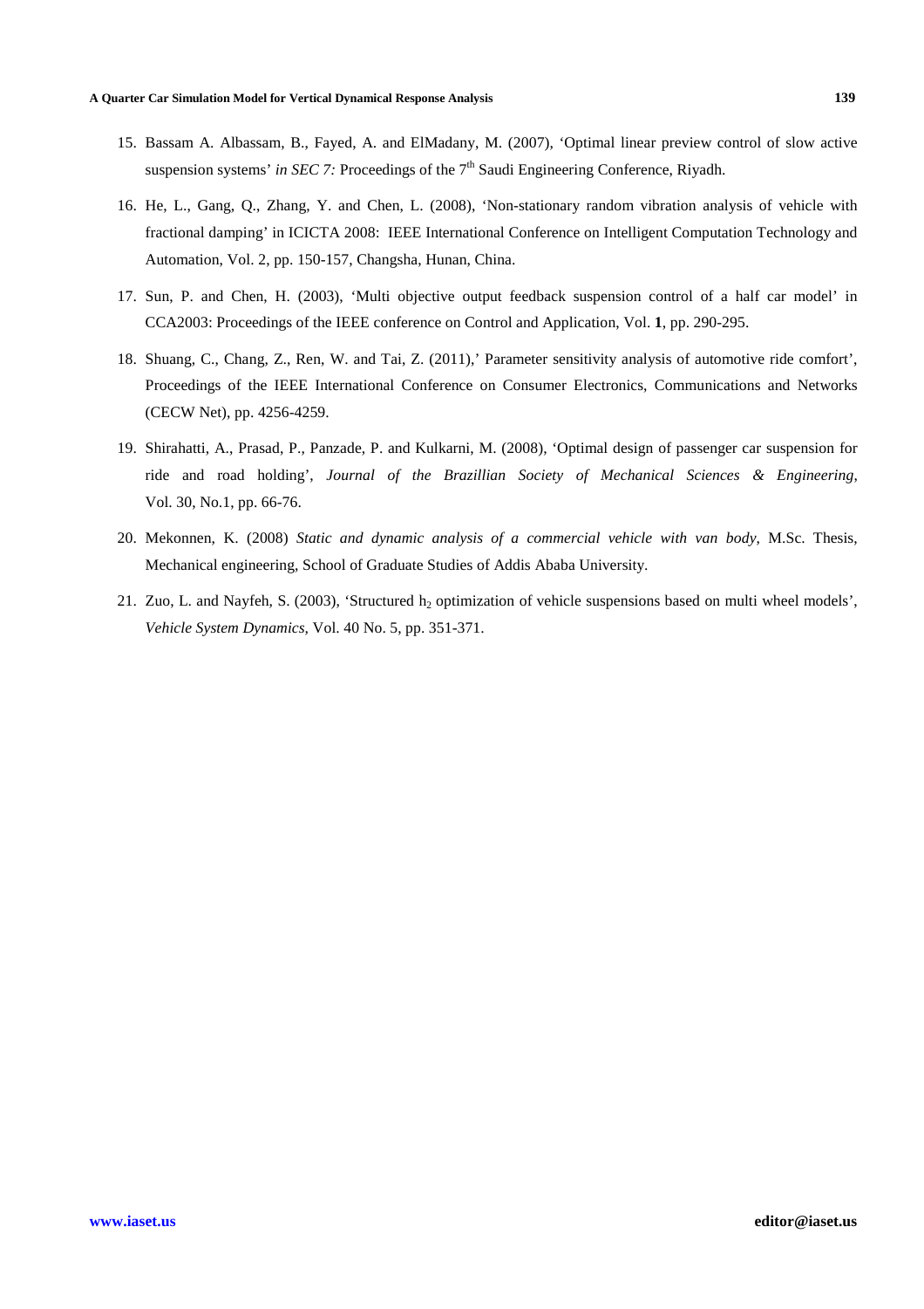15. Bassam A. Albassam, B., Fayed, A. and ElMadany, M. (2007), 'Optimal linear preview control of slow active suspension systems' *in SEC 7:* Proceedings of the 7th Saudi Engineering Conference, Riyadh.

16. He, L., Gang, Q., Zhang, Y. and Chen, L. (2008), 'Non-stationary random vibration analysis of vehicle with fractional damping' in ICICTA 2008: IEEE International Conference on Intelligent Computation Technology and Automation, Vol. 2, pp. 150-157, Changsha, Hunan, China.

17. Sun, P. and Chen, H. (2003), 'Multi objective output feedback suspension control of a half car model' in CCA2003: Proceedings of the IEEE conference on Control and Application, Vol. **1**, pp. 290-295.

18. Shuang, C., Chang, Z., Ren, W. and Tai, Z. (2011),' Parameter sensitivity analysis of automotive ride comfort', Proceedings of the IEEE International Conference on Consumer Electronics, Communications and Networks (CECW Net), pp. 4256-4259.

19. Shirahatti, A., Prasad, P., Panzade, P. and Kulkarni, M. (2008), 'Optimal design of passenger car suspension for ride and road holding', *Journal of the Brazillian Society of Mechanical Sciences & Engineering*, Vol. 30, No.1, pp. 66-76.

20. Mekonnen, K. (2008) *Static and dynamic analysis of a commercial vehicle with van body*, M.Sc. Thesis, Mechanical engineering, School of Graduate Studies of Addis Ababa University.

21. Zuo, L. and Nayfeh, S. (2003), 'Structured $h_2$ optimization of vehicle suspensions based on multi wheel models', *Vehicle System Dynamics*, Vol. 40 No. 5, pp. 351-371.